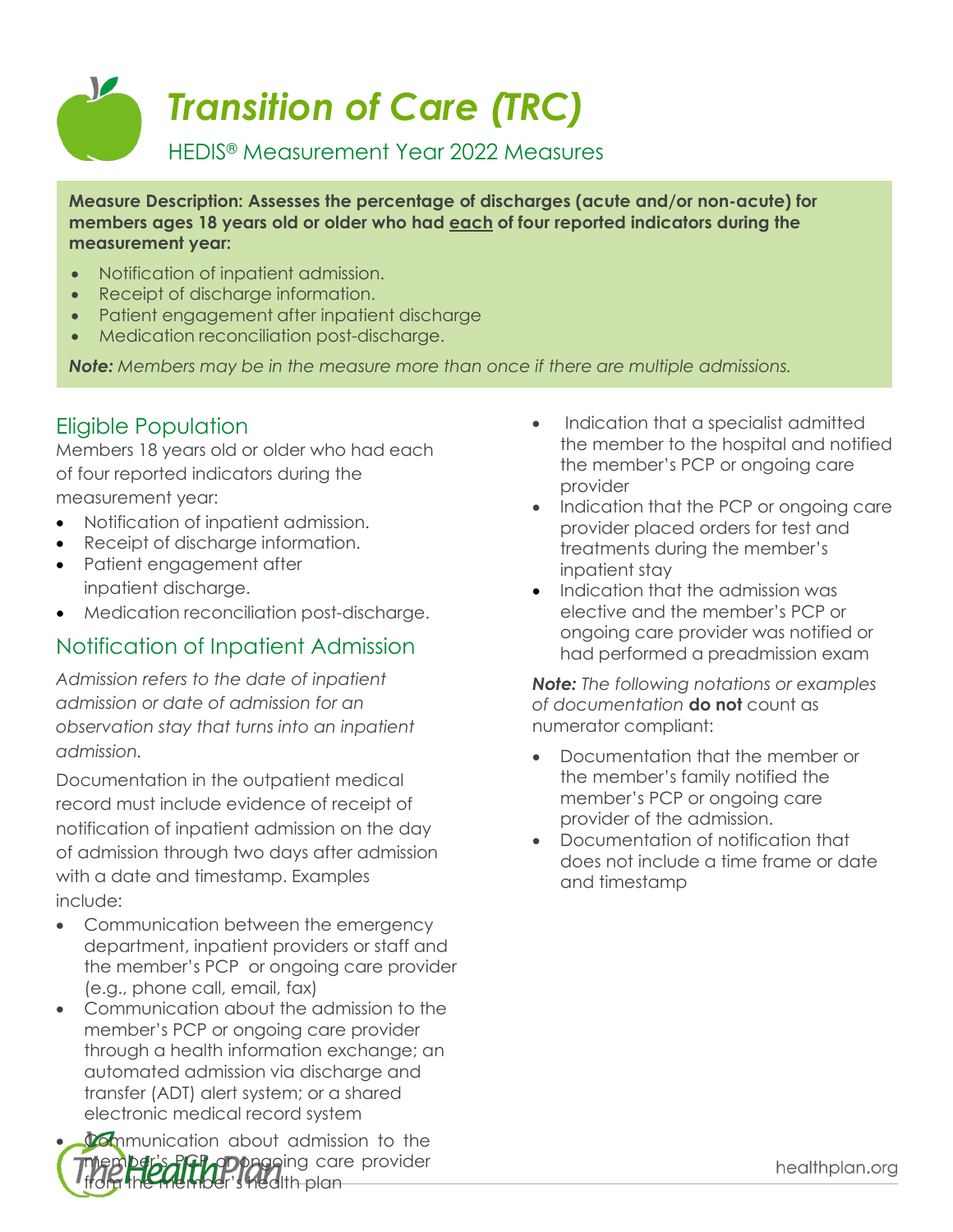# Transition of Care (TRC)

HEDIS® Measurement Year 2022 Measures

**Measure Description: Assesses the percentage of discharges (acute and/or non-acute) for members ages 18 years old or older who had each of four reported indicators during the measurement year:**

- Notification of inpatient admission.
- Receipt of discharge information.
- Patient engagement after inpatient discharge
- Medication reconciliation post-discharge.

***Note:*** *Members may be in the measure more than once if there are multiple admissions.*

## Eligible Population

Members 18 years old or older who had each of four reported indicators during the measurement year:

- Notification of inpatient admission.
- Receipt of discharge information.
- Patient engagement after inpatient discharge.
- Medication reconciliation post-discharge.

## Notification of Inpatient Admission

*Admission refers to the date of inpatient admission or date of admission for an observation stay that turns into an inpatient admission.*

Documentation in the outpatient medical record must include evidence of receipt of notification of inpatient admission on the day of admission through two days after admission with a date and timestamp. Examples include:

- Communication between the emergency department, inpatient providers or staff and the member's PCP or ongoing care provider (e.g., phone call, email, fax)
- Communication about the admission to the member's PCP or ongoing care provider through a health information exchange; an automated admission via discharge and transfer (ADT) alert system; or a shared electronic medical record system
- Communication about admission to the member's PCP or ongoing care provider from the member's health plan
- Indication that a specialist admitted the member to the hospital and notified the member's PCP or ongoing care provider
- Indication that the PCP or ongoing care provider placed orders for test and treatments during the member's inpatient stay
- Indication that the admission was elective and the member's PCP or ongoing care provider was notified or had performed a preadmission exam

***Note:*** *The following notations or examples of documentation* **do not** count as numerator compliant:

- Documentation that the member or the member's family notified the member's PCP or ongoing care provider of the admission.
- Documentation of notification that does not include a time frame or date and timestamp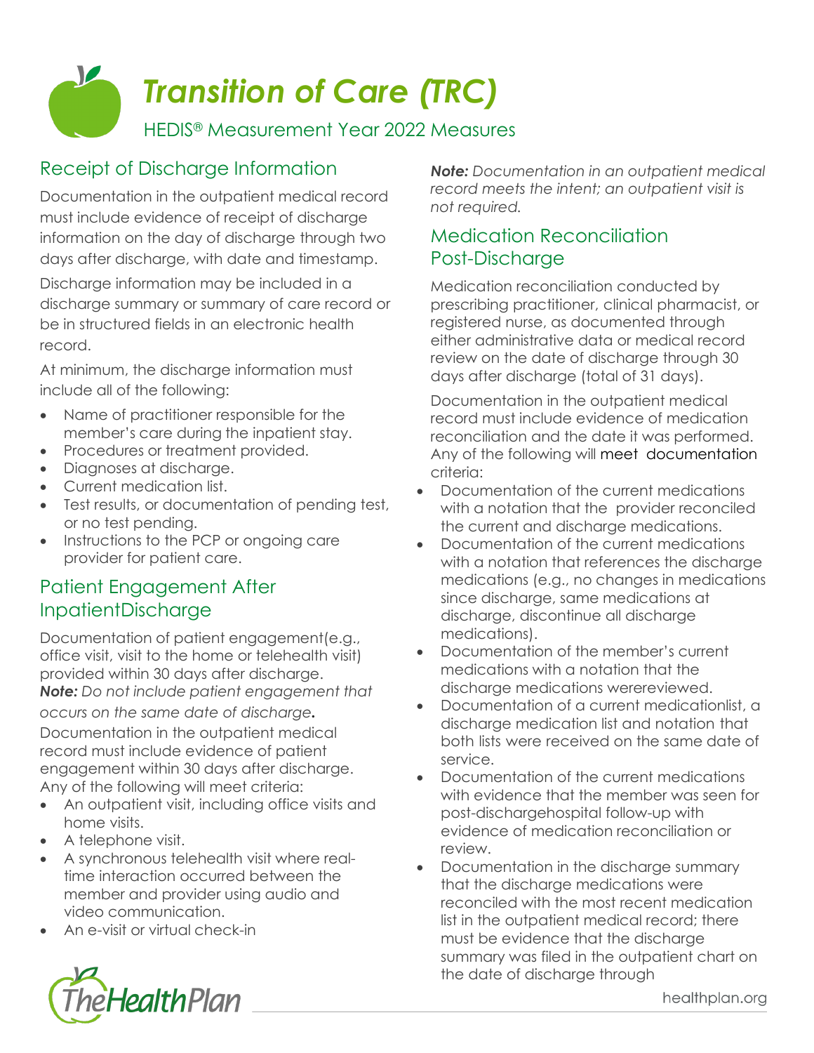# Transition of Care (TRC)

HEDIS® Measurement Year 2022 Measures

## Receipt of Discharge Information

Documentation in the outpatient medical record must include evidence of receipt of discharge information on the day of discharge through two days after discharge, with date and timestamp.

Discharge information may be included in a discharge summary or summary of care record or be in structured fields in an electronic health record.

At minimum, the discharge information must include all of the following:

- Name of practitioner responsible for the member's care during the inpatient stay.
- Procedures or treatment provided.
- Diagnoses at discharge.
- Current medication list.
- Test results, or documentation of pending test, or no test pending.
- Instructions to the PCP or ongoing care provider for patient care.

## Patient Engagement After InpatientDischarge

Documentation of patient engagement(e.g., office visit, visit to the home or telehealth visit) provided within 30 days after discharge.

***Note:*** *Do not include patient engagement that occurs on the same date of discharge.*

Documentation in the outpatient medical record must include evidence of patient engagement within 30 days after discharge. Any of the following will meet criteria:

- An outpatient visit, including office visits and home visits.
- A telephone visit.
- A synchronous telehealth visit where real-time interaction occurred between the member and provider using audio and video communication.
- An e-visit or virtual check-in

***Note:*** *Documentation in an outpatient medical record meets the intent; an outpatient visit is not required.*

## Medication Reconciliation Post-Discharge

Medication reconciliation conducted by prescribing practitioner, clinical pharmacist, or registered nurse, as documented through either administrative data or medical record review on the date of discharge through 30 days after discharge (total of 31 days).

Documentation in the outpatient medical record must include evidence of medication reconciliation and the date it was performed. Any of the following will meet documentation criteria:

- Documentation of the current medications with a notation that the provider reconciled the current and discharge medications.
- Documentation of the current medications with a notation that references the discharge medications (e.g., no changes in medications since discharge, same medications at discharge, discontinue all discharge medications).
- Documentation of the member's current medications with a notation that the discharge medications werereviewed.
- Documentation of a current medicationlist, a discharge medication list and notation that both lists were received on the same date of service.
- Documentation of the current medications with evidence that the member was seen for post-dischargehospital follow-up with evidence of medication reconciliation or review.
- Documentation in the discharge summary that the discharge medications were reconciled with the most recent medication list in the outpatient medical record; there must be evidence that the discharge summary was filed in the outpatient chart on the date of discharge through